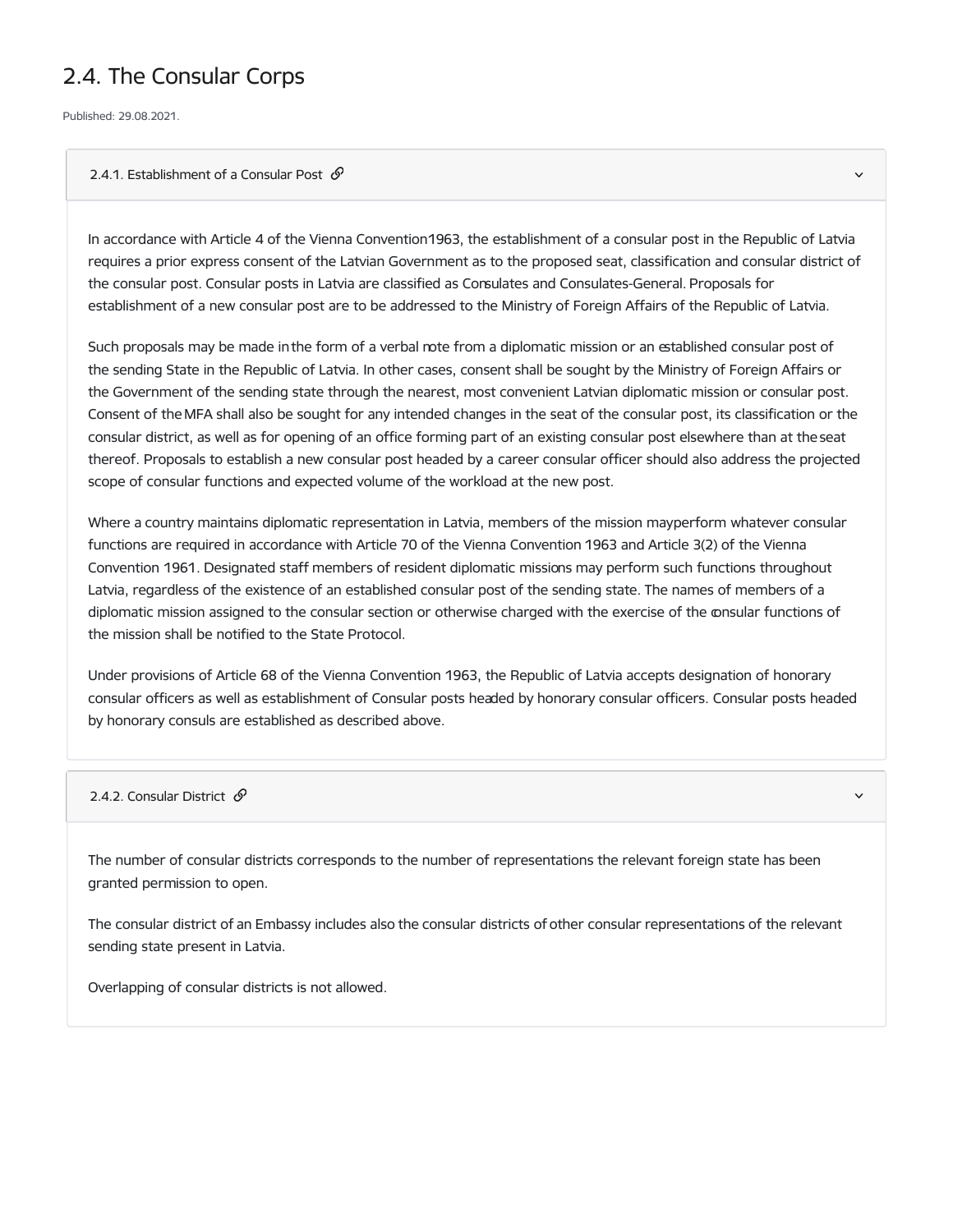# 2.4. The Consular Corps

Published: 29.08.2021.

### 2.4.1. Establishment of a Consular Post

In accordance with Article 4 of the Vienna Convention1963, the establishment of a consular post in the Republic of Latvia requires a prior express consent of the Latvian Government as to the proposed seat, classification and consular district of the consular post. Consular posts in Latvia are classified as Consulates and Consulates-General. Proposals for establishment of a new consular post are to be addressed to the Ministry of Foreign Affairs of the Republic of Latvia.

Such proposals may be made in the form of a verbal note from a diplomatic mission or an established consular post of the sending State in the Republic of Latvia. In other cases, consent shall be sought by the Ministry of Foreign Affairs or the Government of the sending state through the nearest, most convenient Latvian diplomatic mission or consular post. Consent of the MFA shall also be sought for any intended changes in the seat of the consular post, its classification or the consular district, as well as for opening of an office forming part of an existing consular post elsewhere than at the seat thereof. Proposals to establish a new consular post headed by a career consular officer should also address the projected scope of consular functions and expected volume of the workload at the new post.

Where a country maintains diplomatic representation in Latvia, members of the mission mayperform whatever consular functions are required in accordance with Article 70 of the Vienna Convention 1963 and Article 3(2) of the Vienna Convention 1961. Designated staff members of resident diplomatic missions may perform such functions throughout Latvia, regardless of the existence of an established consular post of the sending state. The names of members of a diplomatic mission assigned to the consular section or otherwise charged with the exercise of the consular functions of the mission shall be notified to the State Protocol.

Under provisions of Article 68 of the Vienna Convention 1963, the Republic of Latvia accepts designation of honorary consular officers as well as establishment of Consular posts headed by honorary consular officers. Consular posts headed by honorary consuls are established as described above.

### 2.4.2. Consular District

The number of consular districts corresponds to the number of representations the relevant foreign state has been granted permission to open.

The consular district of an Embassy includes also the consular districts of other consular representations of the relevant sending state present in Latvia.

Overlapping of consular districts is not allowed.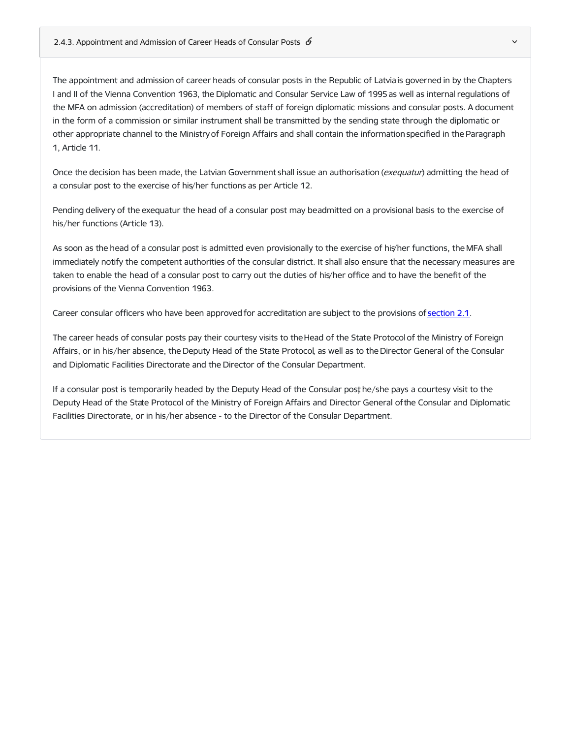### 2.4.3. Appointment and Admission of Career Heads of Consular Posts

The appointment and admission of career heads of consular posts in the Republic of Latvia is governed in by the Chapters I and II of the Vienna Convention 1963, the Diplomatic and Consular Service Law of 1995 as well as internal regulations of the MFA on admission (accreditation) of members of staff of foreign diplomatic missions and consular posts. A document in the form of a commission or similar instrument shall be transmitted by the sending state through the diplomatic or other appropriate channel to the Ministry of Foreign Affairs and shall contain the information specified in the Paragraph 1, Article 11.

Once the decision has been made, the Latvian Government shall issue an authorisation (*exequatur*) admitting the head of a consular post to the exercise of his/her functions as per Article 12.

Pending delivery of the exequatur the head of a consular post may beadmitted on a provisional basis to the exercise of his/her functions (Article 13).

As soon as the head of a consular post is admitted even provisionally to the exercise of his/her functions, the MFA shall immediately notify the competent authorities of the consular district. It shall also ensure that the necessary measures are taken to enable the head of a consular post to carry out the duties of his/her office and to have the benefit of the provisions of the Vienna Convention 1963.

Career consular officers who have been approved for accreditation are subject to the provisions of section 2.1.

The career heads of consular posts pay their courtesy visits to the Head of the State Protocol of the Ministry of Foreign Affairs, or in his/her absence, the Deputy Head of the State Protocol, as well as to the Director General of the Consular and Diplomatic Facilities Directorate and the Director of the Consular Department.

If a consular post is temporarily headed by the Deputy Head of the Consular post, he/she pays a courtesy visit to the Deputy Head of the State Protocol of the Ministry of Foreign Affairs and Director General of the Consular and Diplomatic Facilities Directorate, or in his/her absence - to the Director of the Consular Department.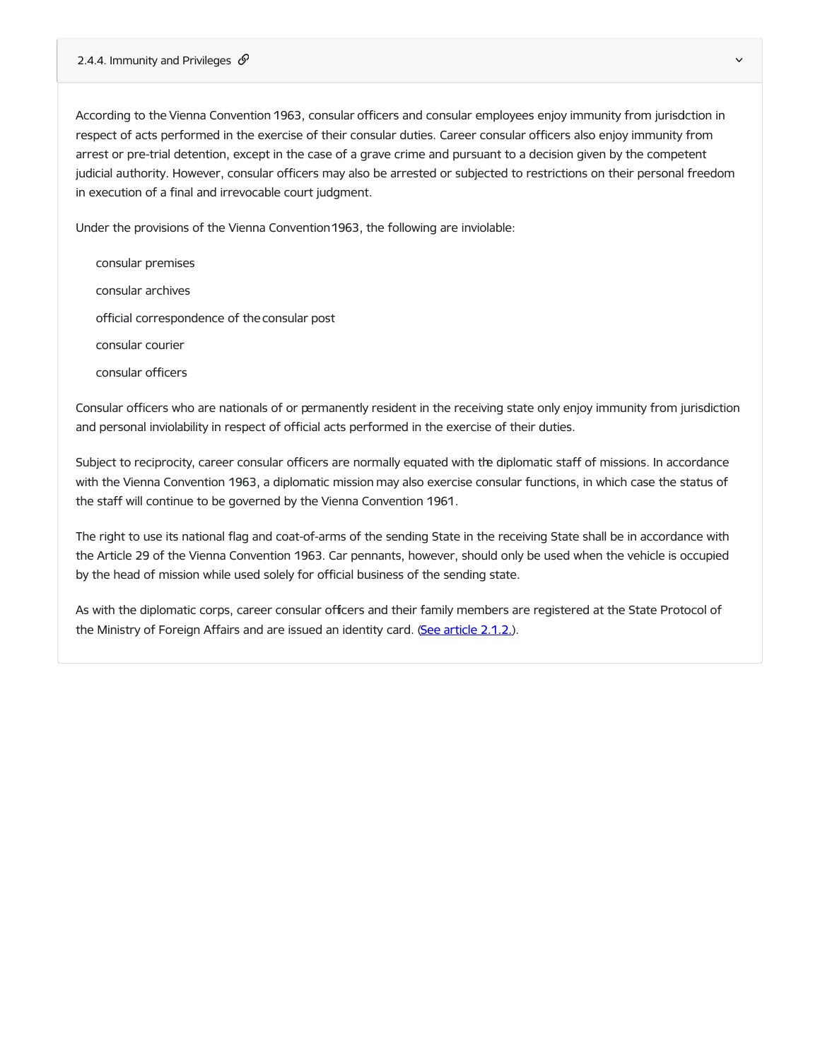## 2.4.4. Immunity and Privileges

According to the Vienna Convention 1963, consular officers and consular employees enjoy immunity from jurisdiction in respect of acts performed in the exercise of their consular duties. Career consular officers also enjoy immunity from arrest or pre-trial detention, except in the case of a grave crime and pursuant to a decision given by the competent judicial authority. However, consular officers may also be arrested or subjected to restrictions on their personal freedom in execution of a final and irrevocable court judgment.

Under the provisions of the Vienna Convention 1963, the following are inviolable:

- consular premises
- consular archives
- official correspondence of the consular post
- consular courier
- consular officers

Consular officers who are nationals of or permanently resident in the receiving state only enjoy immunity from jurisdiction and personal inviolability in respect of official acts performed in the exercise of their duties.

Subject to reciprocity, career consular officers are normally equated with the diplomatic staff of missions. In accordance with the Vienna Convention 1963, a diplomatic mission may also exercise consular functions, in which case the status of the staff will continue to be governed by the Vienna Convention 1961.

The right to use its national flag and coat-of-arms of the sending State in the receiving State shall be in accordance with the Article 29 of the Vienna Convention 1963. Car pennants, however, should only be used when the vehicle is occupied by the head of mission while used solely for official business of the sending state.

As with the diplomatic corps, career consular officers and their family members are registered at the State Protocol of the Ministry of Foreign Affairs and are issued an identity card. (See article 2.1.2.).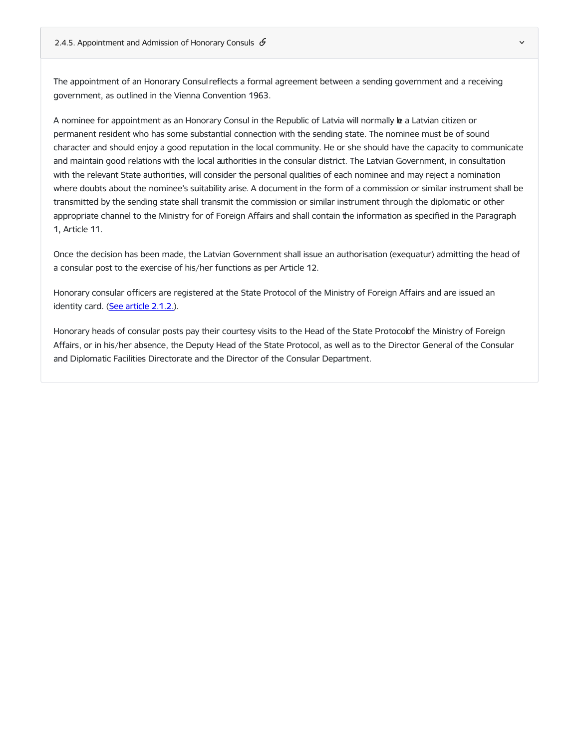### 2.4.5. Appointment and Admission of Honorary Consuls

The appointment of an Honorary Consul reflects a formal agreement between a sending government and a receiving government, as outlined in the Vienna Convention 1963.

A nominee for appointment as an Honorary Consul in the Republic of Latvia will normally be a Latvian citizen or permanent resident who has some substantial connection with the sending state. The nominee must be of sound character and should enjoy a good reputation in the local community. He or she should have the capacity to communicate and maintain good relations with the local authorities in the consular district. The Latvian Government, in consultation with the relevant State authorities, will consider the personal qualities of each nominee and may reject a nomination where doubts about the nominee's suitability arise. A document in the form of a commission or similar instrument shall be transmitted by the sending state shall transmit the commission or similar instrument through the diplomatic or other appropriate channel to the Ministry for of Foreign Affairs and shall contain the information as specified in the Paragraph 1, Article 11.

Once the decision has been made, the Latvian Government shall issue an authorisation (exequatur) admitting the head of a consular post to the exercise of his/her functions as per Article 12.

Honorary consular officers are registered at the State Protocol of the Ministry of Foreign Affairs and are issued an identity card. (See article 2.1.2.).

Honorary heads of consular posts pay their courtesy visits to the Head of the State Protocol of the Ministry of Foreign Affairs, or in his/her absence, the Deputy Head of the State Protocol, as well as to the Director General of the Consular and Diplomatic Facilities Directorate and the Director of the Consular Department.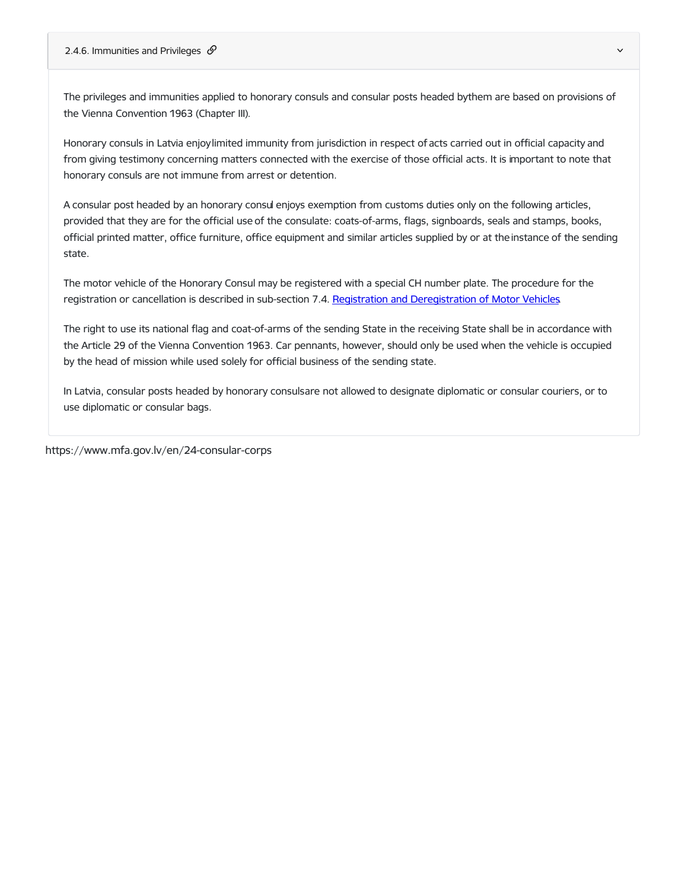### 2.4.6. Immunities and Privileges

The privileges and immunities applied to honorary consuls and consular posts headed bythem are based on provisions of the Vienna Convention 1963 (Chapter III).

Honorary consuls in Latvia enjoy limited immunity from jurisdiction in respect of acts carried out in official capacity and from giving testimony concerning matters connected with the exercise of those official acts. It is important to note that honorary consuls are not immune from arrest or detention.

A consular post headed by an honorary consul enjoys exemption from customs duties only on the following articles, provided that they are for the official use of the consulate: coats-of-arms, flags, signboards, seals and stamps, books, official printed matter, office furniture, office equipment and similar articles supplied by or at the instance of the sending state.

The motor vehicle of the Honorary Consul may be registered with a special CH number plate. The procedure for the registration or cancellation is described in sub-section 7.4. [Registration and Deregistration of Motor Vehicles](#).

The right to use its national flag and coat-of-arms of the sending State in the receiving State shall be in accordance with the Article 29 of the Vienna Convention 1963. Car pennants, however, should only be used when the vehicle is occupied by the head of mission while used solely for official business of the sending state.

In Latvia, consular posts headed by honorary consulsare not allowed to designate diplomatic or consular couriers, or to use diplomatic or consular bags.

https://www.mfa.gov.lv/en/24-consular-corps